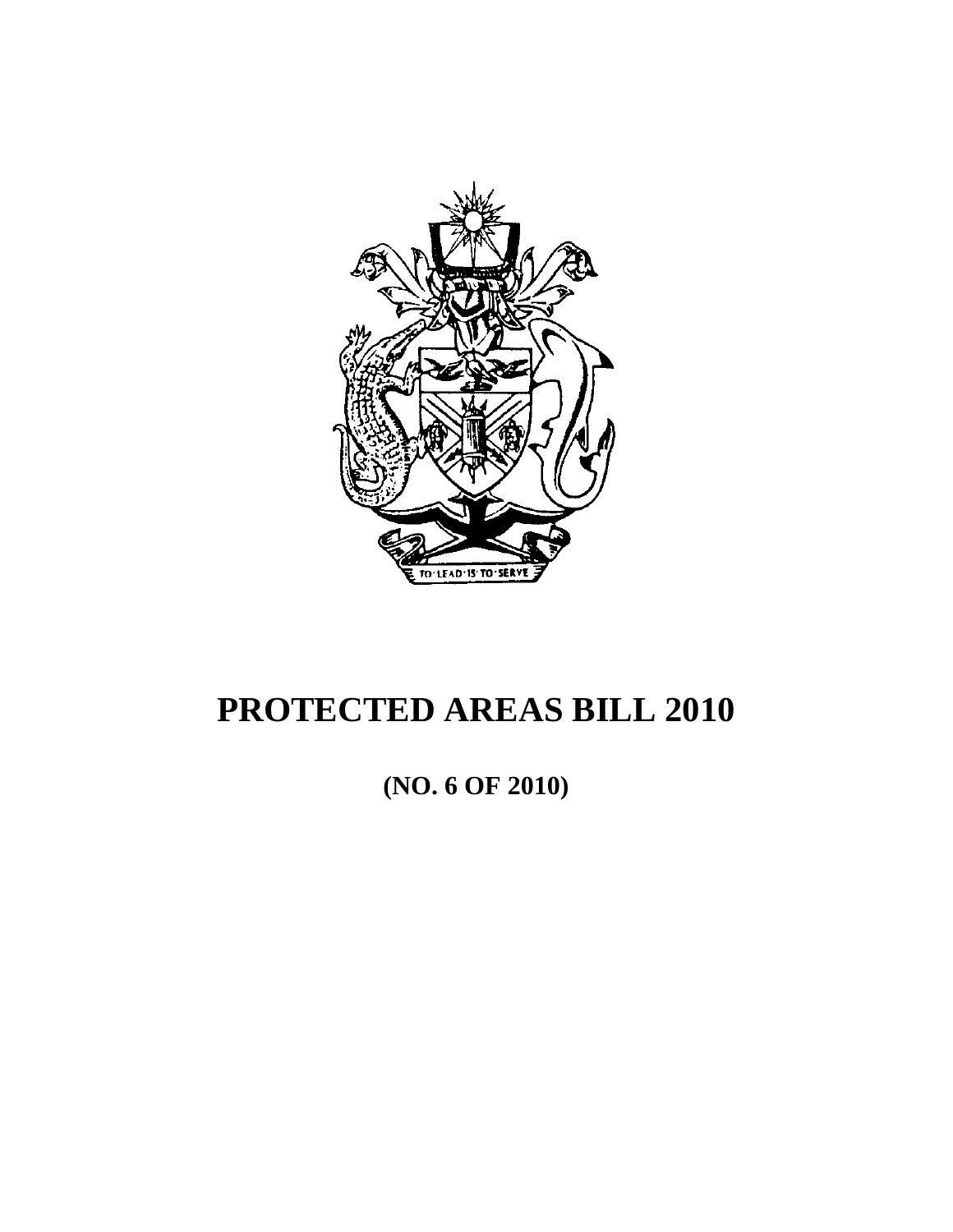# PROTECTED AREAS BILL 2010

**(NO. 6 OF 2010)**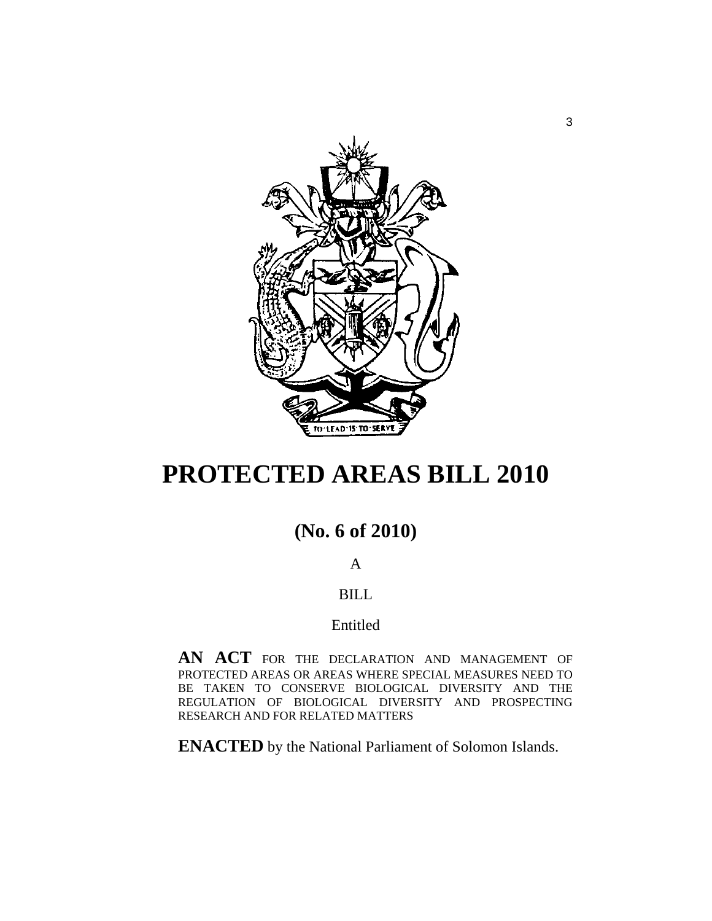# PROTECTED AREAS BILL 2010

## (No. 6 of 2010)

A

BILL

Entitled

**AN ACT** FOR THE DECLARATION AND MANAGEMENT OF PROTECTED AREAS OR AREAS WHERE SPECIAL MEASURES NEED TO BE TAKEN TO CONSERVE BIOLOGICAL DIVERSITY AND THE REGULATION OF BIOLOGICAL DIVERSITY AND PROSPECTING RESEARCH AND FOR RELATED MATTERS

**ENACTED** by the National Parliament of Solomon Islands.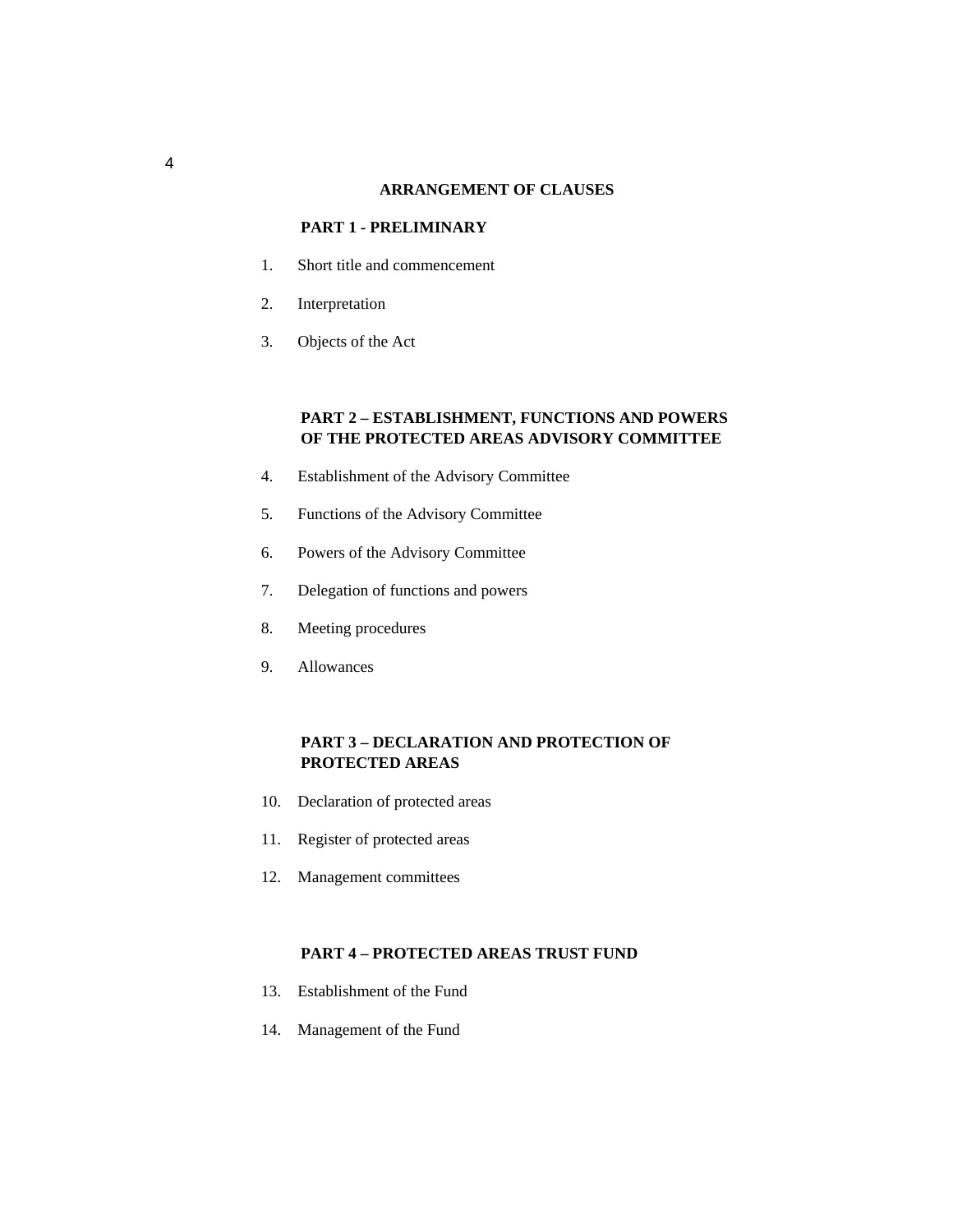## ARRANGEMENT OF CLAUSES

### PART 1 - PRELIMINARY

1. Short title and commencement
2. Interpretation
3. Objects of the Act

### PART 2 – ESTABLISHMENT, FUNCTIONS AND POWERS OF THE PROTECTED AREAS ADVISORY COMMITTEE

4. Establishment of the Advisory Committee
5. Functions of the Advisory Committee
6. Powers of the Advisory Committee
7. Delegation of functions and powers
8. Meeting procedures
9. Allowances

### PART 3 – DECLARATION AND PROTECTION OF PROTECTED AREAS

10. Declaration of protected areas
11. Register of protected areas
12. Management committees

### PART 4 – PROTECTED AREAS TRUST FUND

13. Establishment of the Fund
14. Management of the Fund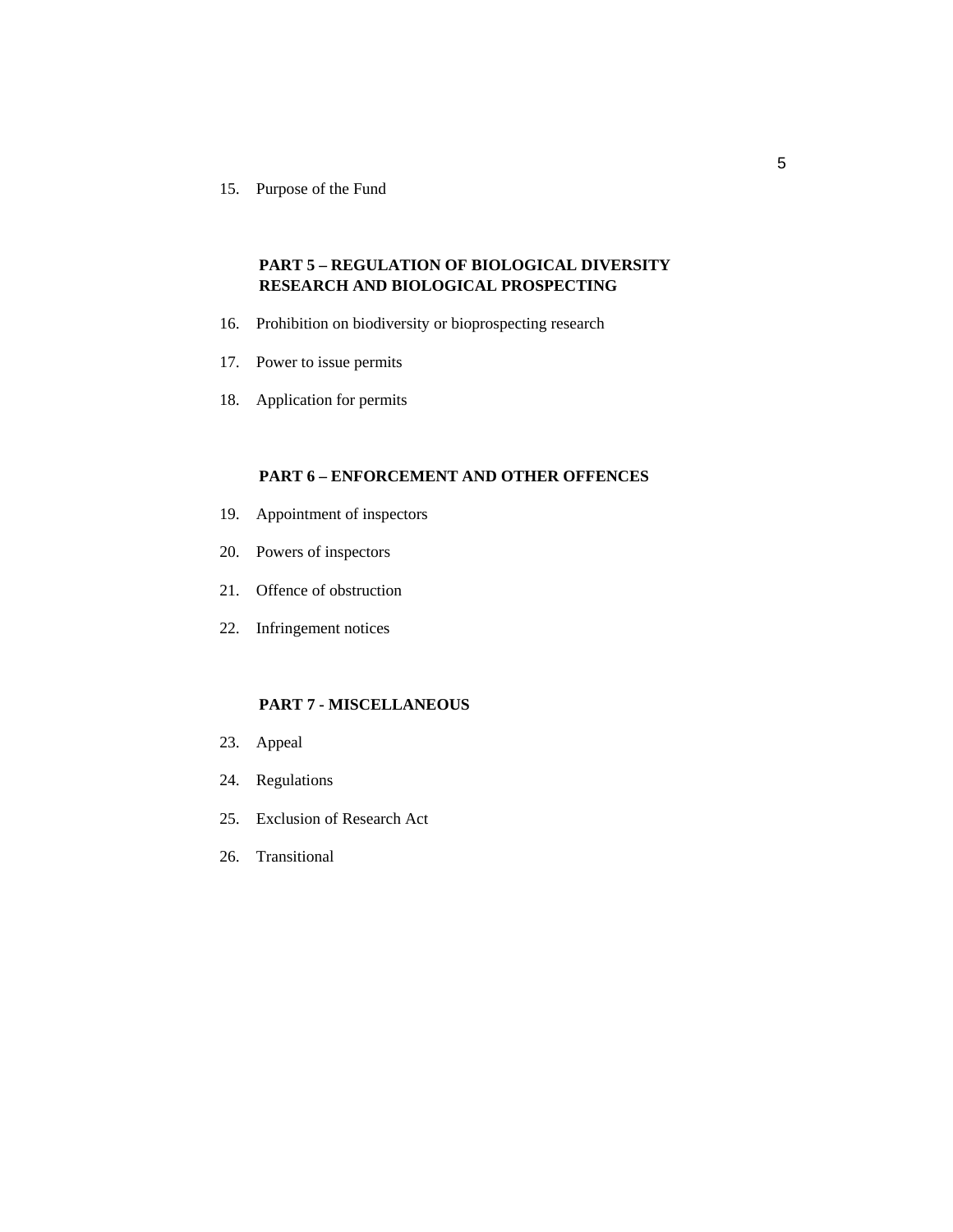15. Purpose of the Fund

**PART 5 – REGULATION OF BIOLOGICAL DIVERSITY RESEARCH AND BIOLOGICAL PROSPECTING**

16. Prohibition on biodiversity or bioprospecting research
17. Power to issue permits
18. Application for permits

**PART 6 – ENFORCEMENT AND OTHER OFFENCES**

19. Appointment of inspectors
20. Powers of inspectors
21. Offence of obstruction
22. Infringement notices

**PART 7 - MISCELLANEOUS**

23. Appeal
24. Regulations
25. Exclusion of Research Act
26. Transitional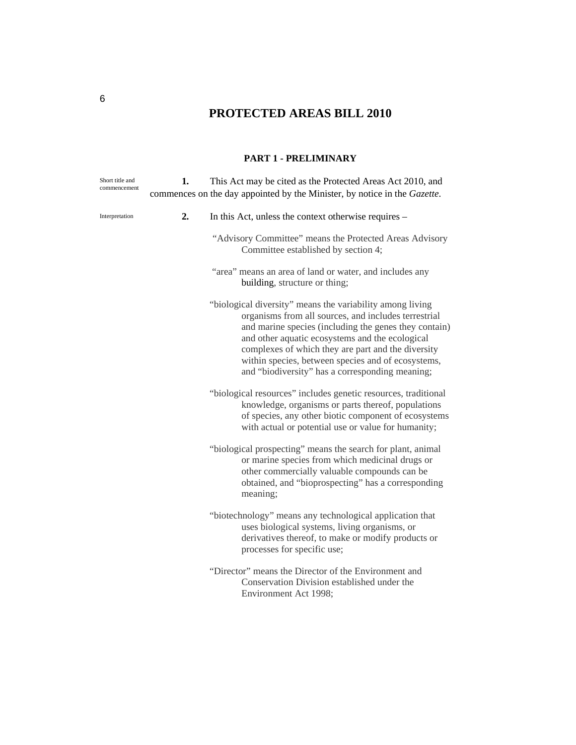# PROTECTED AREAS BILL 2010

## PART 1 - PRELIMINARY

Short title and commencement

**1.** This Act may be cited as the Protected Areas Act 2010, and commences on the day appointed by the Minister, by notice in the *Gazette*.

Interpretation

**2.** In this Act, unless the context otherwise requires –

"Advisory Committee" means the Protected Areas Advisory Committee established by section 4;

"area" means an area of land or water, and includes any building, structure or thing;

"biological diversity" means the variability among living organisms from all sources, and includes terrestrial and marine species (including the genes they contain) and other aquatic ecosystems and the ecological complexes of which they are part and the diversity within species, between species and of ecosystems, and "biodiversity" has a corresponding meaning;

"biological resources" includes genetic resources, traditional knowledge, organisms or parts thereof, populations of species, any other biotic component of ecosystems with actual or potential use or value for humanity;

"biological prospecting" means the search for plant, animal or marine species from which medicinal drugs or other commercially valuable compounds can be obtained, and "bioprospecting" has a corresponding meaning;

"biotechnology" means any technological application that uses biological systems, living organisms, or derivatives thereof, to make or modify products or processes for specific use;

"Director" means the Director of the Environment and Conservation Division established under the Environment Act 1998;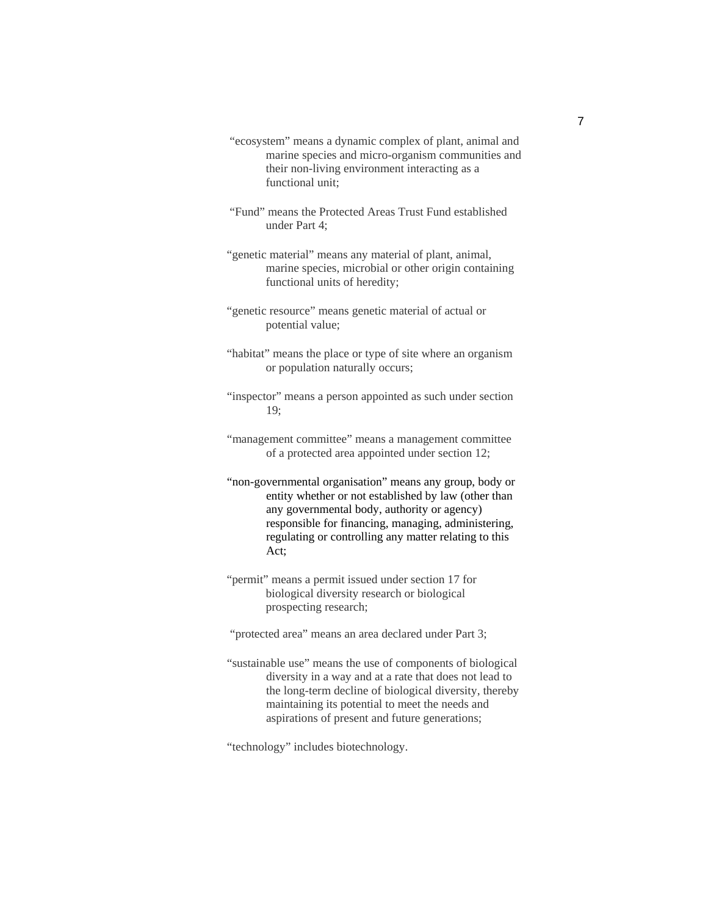"ecosystem" means a dynamic complex of plant, animal and marine species and micro-organism communities and their non-living environment interacting as a functional unit;

"Fund" means the Protected Areas Trust Fund established under Part 4;

"genetic material" means any material of plant, animal, marine species, microbial or other origin containing functional units of heredity;

"genetic resource" means genetic material of actual or potential value;

"habitat" means the place or type of site where an organism or population naturally occurs;

"inspector" means a person appointed as such under section 19;

"management committee" means a management committee of a protected area appointed under section 12;

"non-governmental organisation" means any group, body or entity whether or not established by law (other than any governmental body, authority or agency) responsible for financing, managing, administering, regulating or controlling any matter relating to this Act;

"permit" means a permit issued under section 17 for biological diversity research or biological prospecting research;

"protected area" means an area declared under Part 3;

"sustainable use" means the use of components of biological diversity in a way and at a rate that does not lead to the long-term decline of biological diversity, thereby maintaining its potential to meet the needs and aspirations of present and future generations;

"technology" includes biotechnology.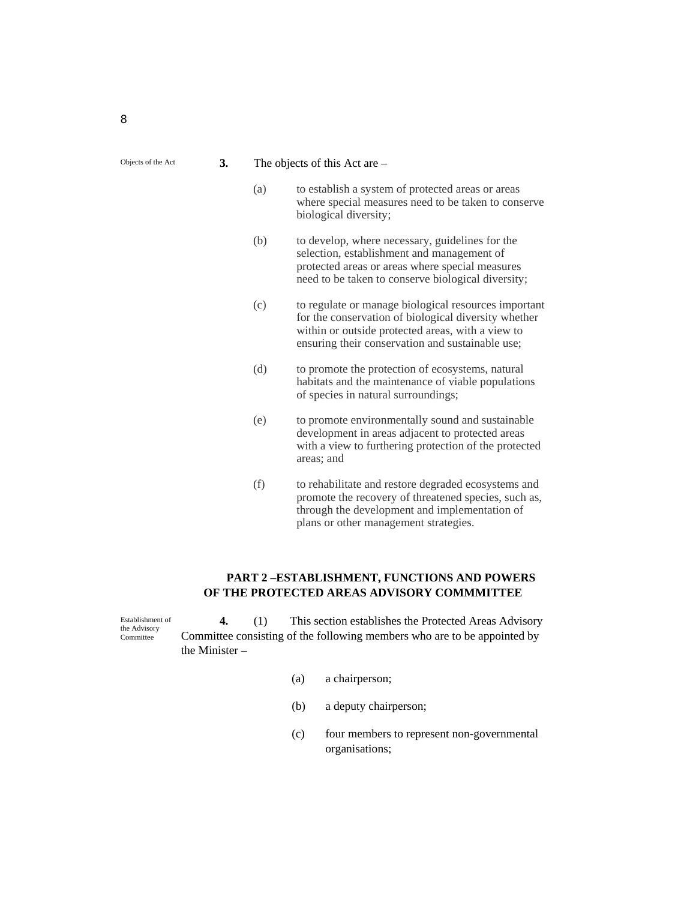Objects of the Act

**3.** The objects of this Act are –

(a) to establish a system of protected areas or areas where special measures need to be taken to conserve biological diversity;

(b) to develop, where necessary, guidelines for the selection, establishment and management of protected areas or areas where special measures need to be taken to conserve biological diversity;

(c) to regulate or manage biological resources important for the conservation of biological diversity whether within or outside protected areas, with a view to ensuring their conservation and sustainable use;

(d) to promote the protection of ecosystems, natural habitats and the maintenance of viable populations of species in natural surroundings;

(e) to promote environmentally sound and sustainable development in areas adjacent to protected areas with a view to furthering protection of the protected areas; and

(f) to rehabilitate and restore degraded ecosystems and promote the recovery of threatened species, such as, through the development and implementation of plans or other management strategies.

## PART 2 –ESTABLISHMENT, FUNCTIONS AND POWERS OF THE PROTECTED AREAS ADVISORY COMMMITTEE

Establishment of the Advisory Committee

**4.** (1) This section establishes the Protected Areas Advisory Committee consisting of the following members who are to be appointed by the Minister –

(a) a chairperson;

(b) a deputy chairperson;

(c) four members to represent non-governmental organisations;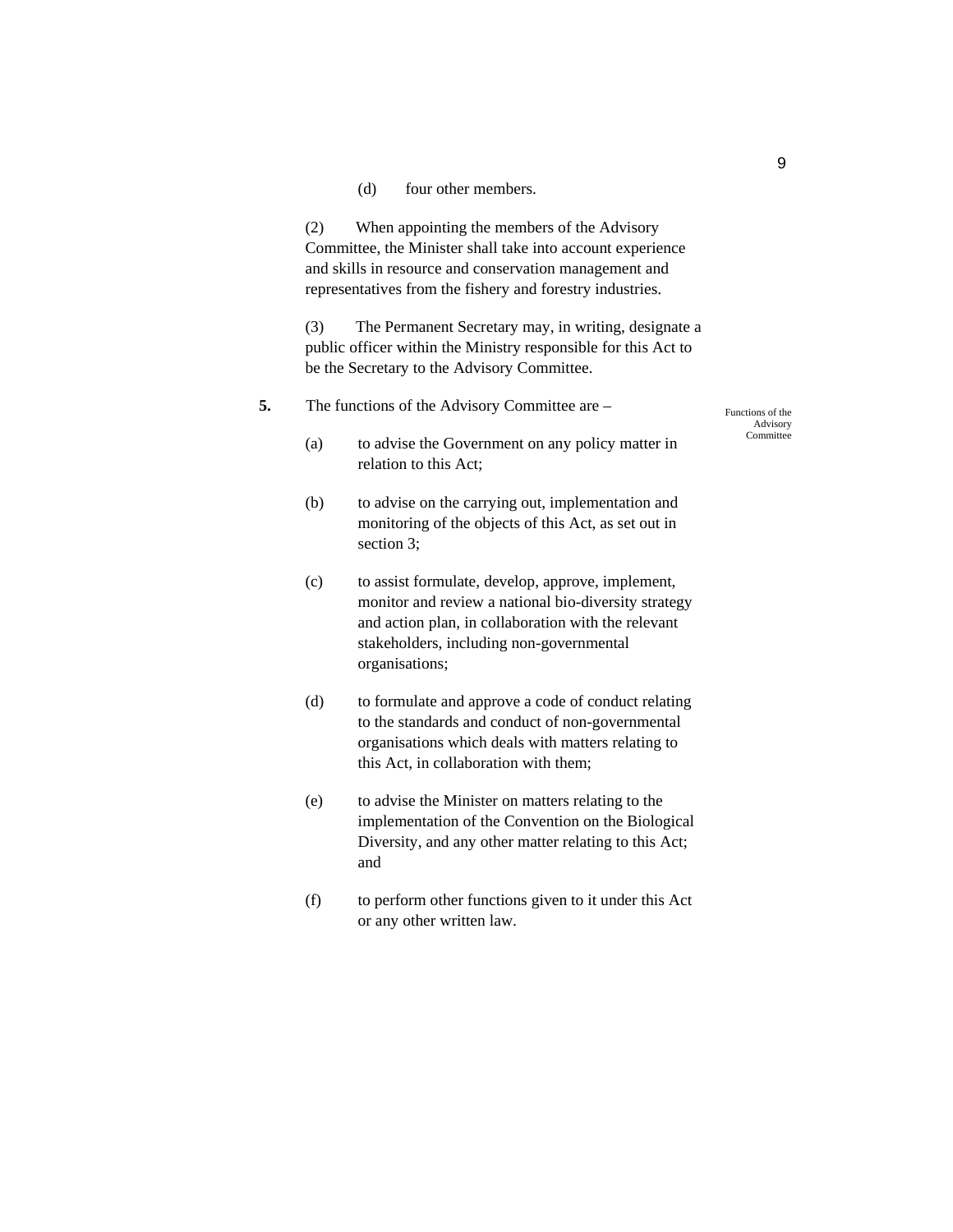(d) four other members.

(2) When appointing the members of the Advisory Committee, the Minister shall take into account experience and skills in resource and conservation management and representatives from the fishery and forestry industries.

(3) The Permanent Secretary may, in writing, designate a public officer within the Ministry responsible for this Act to be the Secretary to the Advisory Committee.

*Functions of the Advisory Committee*

**5.** The functions of the Advisory Committee are –

(a) to advise the Government on any policy matter in relation to this Act;

(b) to advise on the carrying out, implementation and monitoring of the objects of this Act, as set out in section 3;

(c) to assist formulate, develop, approve, implement, monitor and review a national bio-diversity strategy and action plan, in collaboration with the relevant stakeholders, including non-governmental organisations;

(d) to formulate and approve a code of conduct relating to the standards and conduct of non-governmental organisations which deals with matters relating to this Act, in collaboration with them;

(e) to advise the Minister on matters relating to the implementation of the Convention on the Biological Diversity, and any other matter relating to this Act; and

(f) to perform other functions given to it under this Act or any other written law.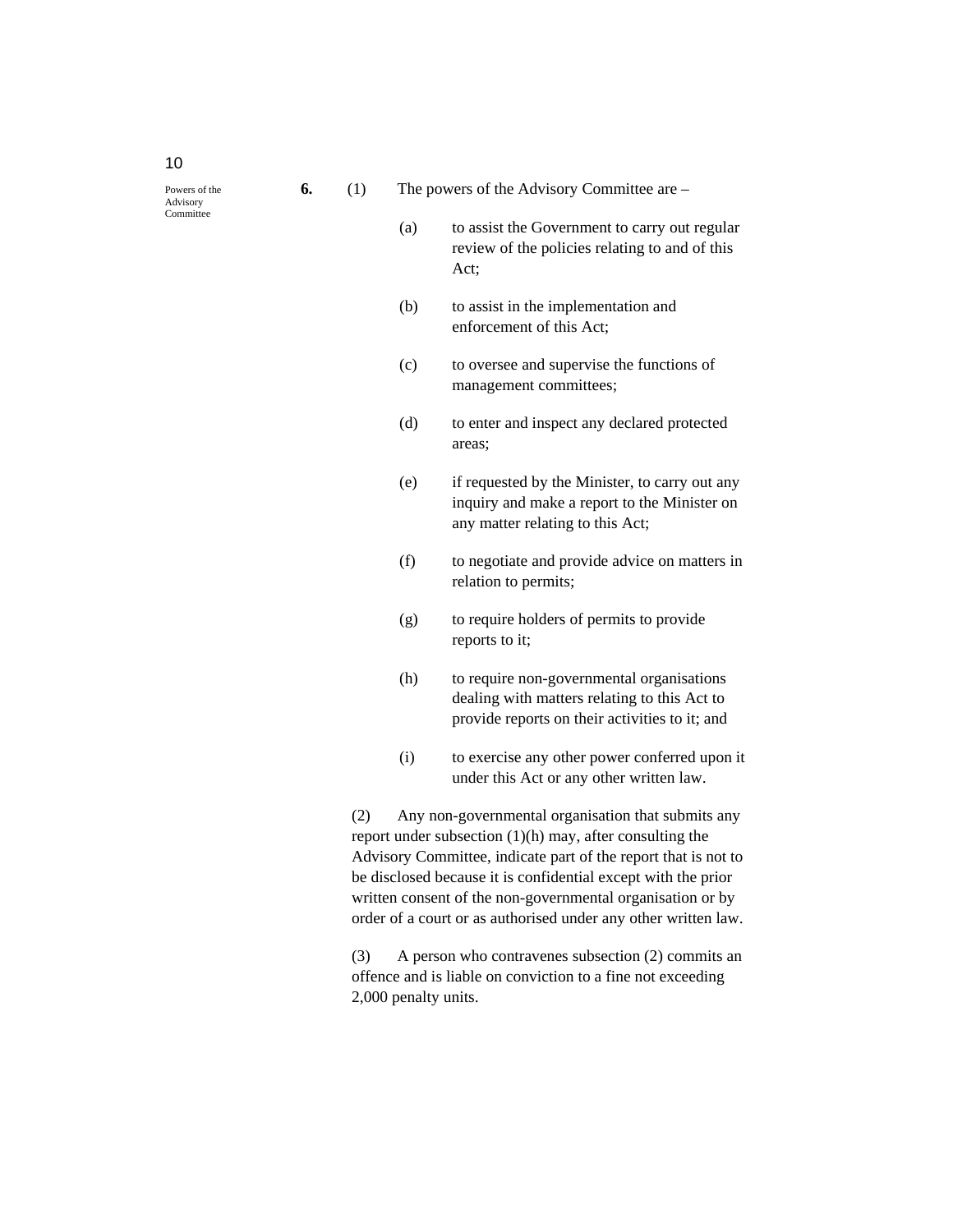Powers of the Advisory Committee

**6.** (1) The powers of the Advisory Committee are –

(a) to assist the Government to carry out regular review of the policies relating to and of this Act;

(b) to assist in the implementation and enforcement of this Act;

(c) to oversee and supervise the functions of management committees;

(d) to enter and inspect any declared protected areas;

(e) if requested by the Minister, to carry out any inquiry and make a report to the Minister on any matter relating to this Act;

(f) to negotiate and provide advice on matters in relation to permits;

(g) to require holders of permits to provide reports to it;

(h) to require non-governmental organisations dealing with matters relating to this Act to provide reports on their activities to it; and

(i) to exercise any other power conferred upon it under this Act or any other written law.

(2) Any non-governmental organisation that submits any report under subsection (1)(h) may, after consulting the Advisory Committee, indicate part of the report that is not to be disclosed because it is confidential except with the prior written consent of the non-governmental organisation or by order of a court or as authorised under any other written law.

(3) A person who contravenes subsection (2) commits an offence and is liable on conviction to a fine not exceeding 2,000 penalty units.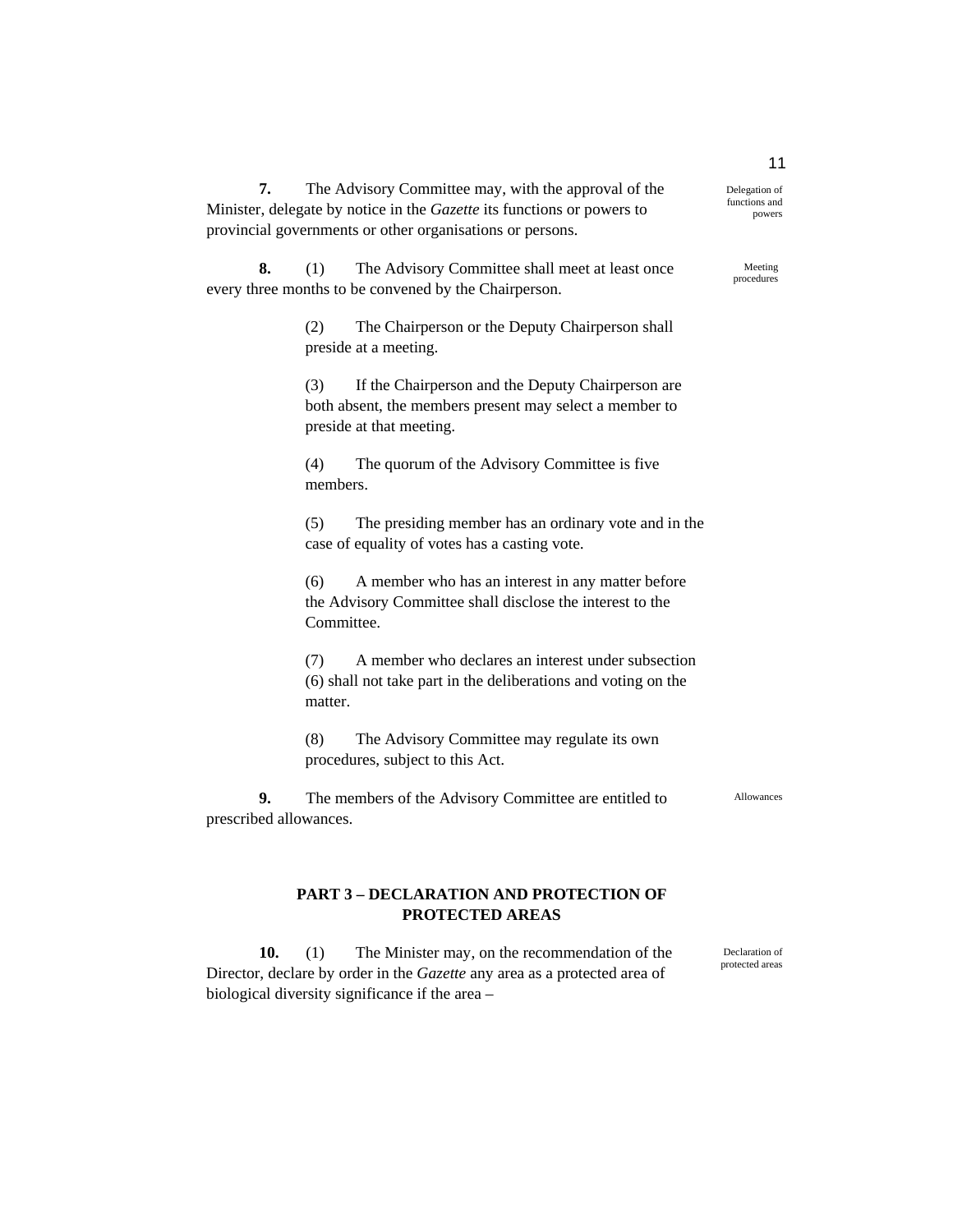**7.** The Advisory Committee may, with the approval of the Minister, delegate by notice in the *Gazette* its functions or powers to provincial governments or other organisations or persons.

Delegation of functions and powers

**8.** (1) The Advisory Committee shall meet at least once every three months to be convened by the Chairperson.

Meeting procedures

(2) The Chairperson or the Deputy Chairperson shall preside at a meeting.

(3) If the Chairperson and the Deputy Chairperson are both absent, the members present may select a member to preside at that meeting.

(4) The quorum of the Advisory Committee is five members.

(5) The presiding member has an ordinary vote and in the case of equality of votes has a casting vote.

(6) A member who has an interest in any matter before the Advisory Committee shall disclose the interest to the Committee.

(7) A member who declares an interest under subsection (6) shall not take part in the deliberations and voting on the matter.

(8) The Advisory Committee may regulate its own procedures, subject to this Act.

**9.** The members of the Advisory Committee are entitled to prescribed allowances.

Allowances

## PART 3 – DECLARATION AND PROTECTION OF PROTECTED AREAS

**10.** (1) The Minister may, on the recommendation of the Director, declare by order in the *Gazette* any area as a protected area of biological diversity significance if the area –

Declaration of protected areas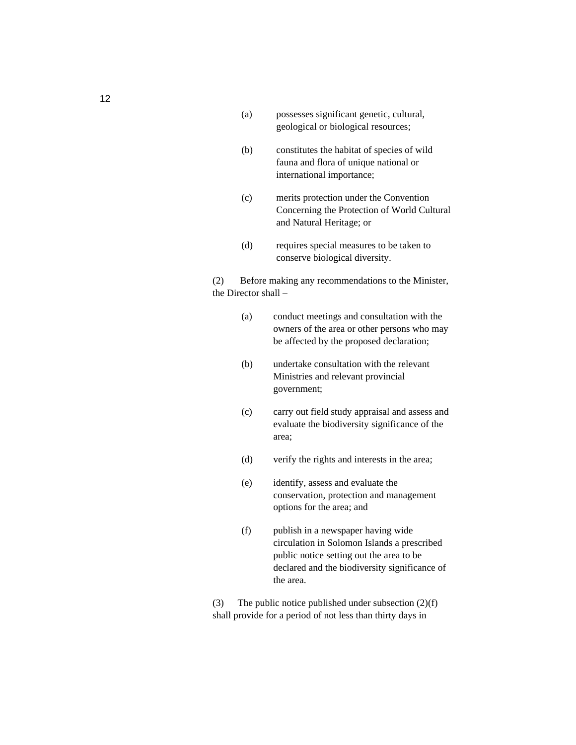(a) possesses significant genetic, cultural, geological or biological resources;

(b) constitutes the habitat of species of wild fauna and flora of unique national or international importance;

(c) merits protection under the Convention Concerning the Protection of World Cultural and Natural Heritage; or

(d) requires special measures to be taken to conserve biological diversity.

(2) Before making any recommendations to the Minister, the Director shall –

(a) conduct meetings and consultation with the owners of the area or other persons who may be affected by the proposed declaration;

(b) undertake consultation with the relevant Ministries and relevant provincial government;

(c) carry out field study appraisal and assess and evaluate the biodiversity significance of the area;

(d) verify the rights and interests in the area;

(e) identify, assess and evaluate the conservation, protection and management options for the area; and

(f) publish in a newspaper having wide circulation in Solomon Islands a prescribed public notice setting out the area to be declared and the biodiversity significance of the area.

(3) The public notice published under subsection (2)(f) shall provide for a period of not less than thirty days in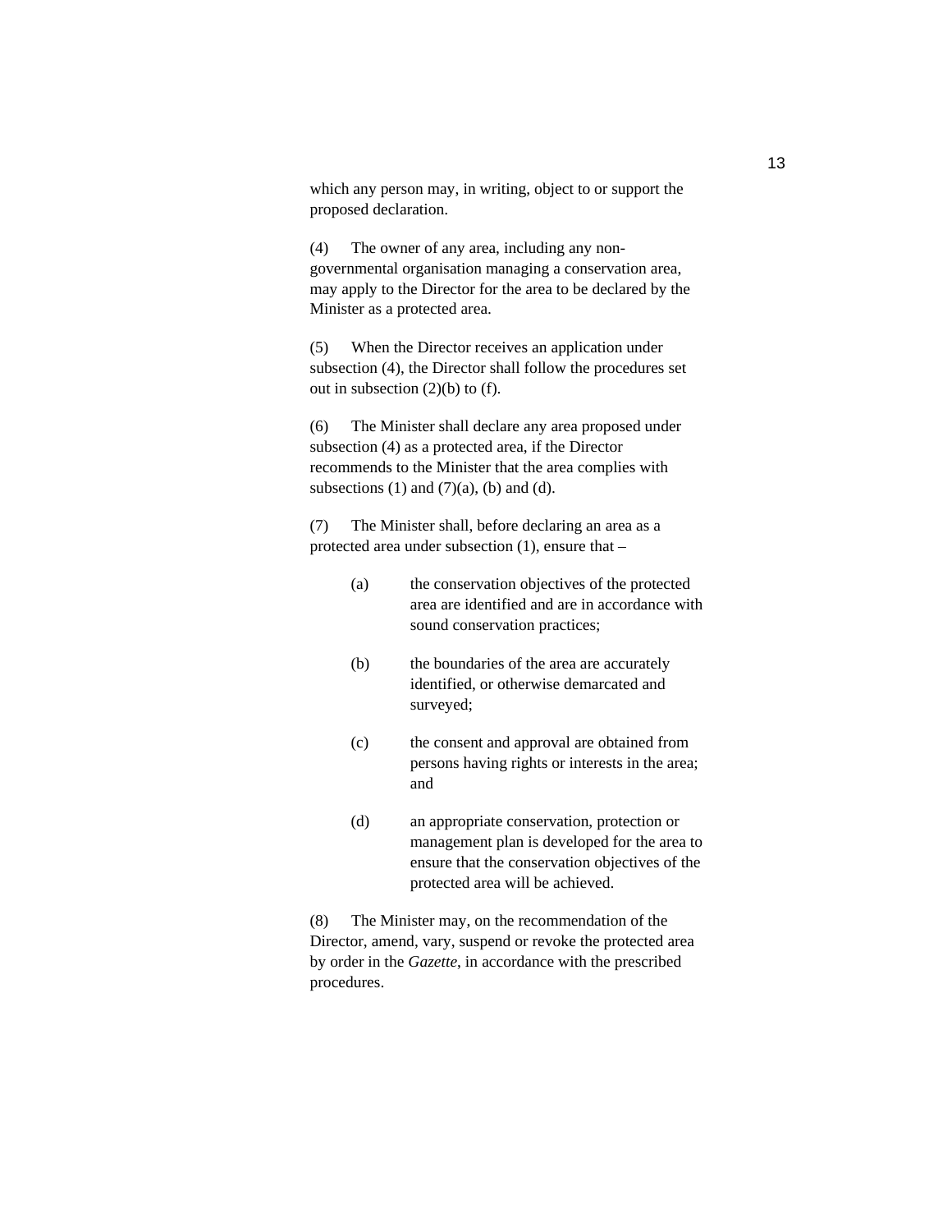which any person may, in writing, object to or support the proposed declaration.

(4) The owner of any area, including any non-governmental organisation managing a conservation area, may apply to the Director for the area to be declared by the Minister as a protected area.

(5) When the Director receives an application under subsection (4), the Director shall follow the procedures set out in subsection (2)(b) to (f).

(6) The Minister shall declare any area proposed under subsection (4) as a protected area, if the Director recommends to the Minister that the area complies with subsections (1) and (7)(a), (b) and (d).

(7) The Minister shall, before declaring an area as a protected area under subsection (1), ensure that –

(a) the conservation objectives of the protected area are identified and are in accordance with sound conservation practices;

(b) the boundaries of the area are accurately identified, or otherwise demarcated and surveyed;

(c) the consent and approval are obtained from persons having rights or interests in the area; and

(d) an appropriate conservation, protection or management plan is developed for the area to ensure that the conservation objectives of the protected area will be achieved.

(8) The Minister may, on the recommendation of the Director, amend, vary, suspend or revoke the protected area by order in the *Gazette*, in accordance with the prescribed procedures.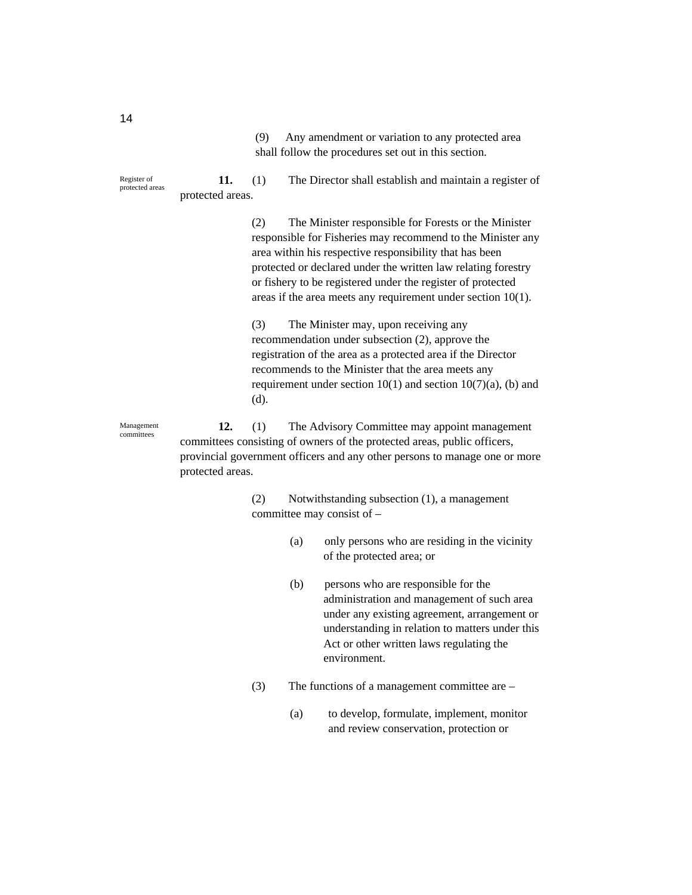(9) Any amendment or variation to any protected area shall follow the procedures set out in this section.

Register of protected areas

**11.** (1) The Director shall establish and maintain a register of protected areas.

(2) The Minister responsible for Forests or the Minister responsible for Fisheries may recommend to the Minister any area within his respective responsibility that has been protected or declared under the written law relating forestry or fishery to be registered under the register of protected areas if the area meets any requirement under section 10(1).

(3) The Minister may, upon receiving any recommendation under subsection (2), approve the registration of the area as a protected area if the Director recommends to the Minister that the area meets any requirement under section 10(1) and section 10(7)(a), (b) and (d).

Management committees

**12.** (1) The Advisory Committee may appoint management committees consisting of owners of the protected areas, public officers, provincial government officers and any other persons to manage one or more protected areas.

(2) Notwithstanding subsection (1), a management committee may consist of –

(a) only persons who are residing in the vicinity of the protected area; or

(b) persons who are responsible for the administration and management of such area under any existing agreement, arrangement or understanding in relation to matters under this Act or other written laws regulating the environment.

(3) The functions of a management committee are –

(a) to develop, formulate, implement, monitor and review conservation, protection or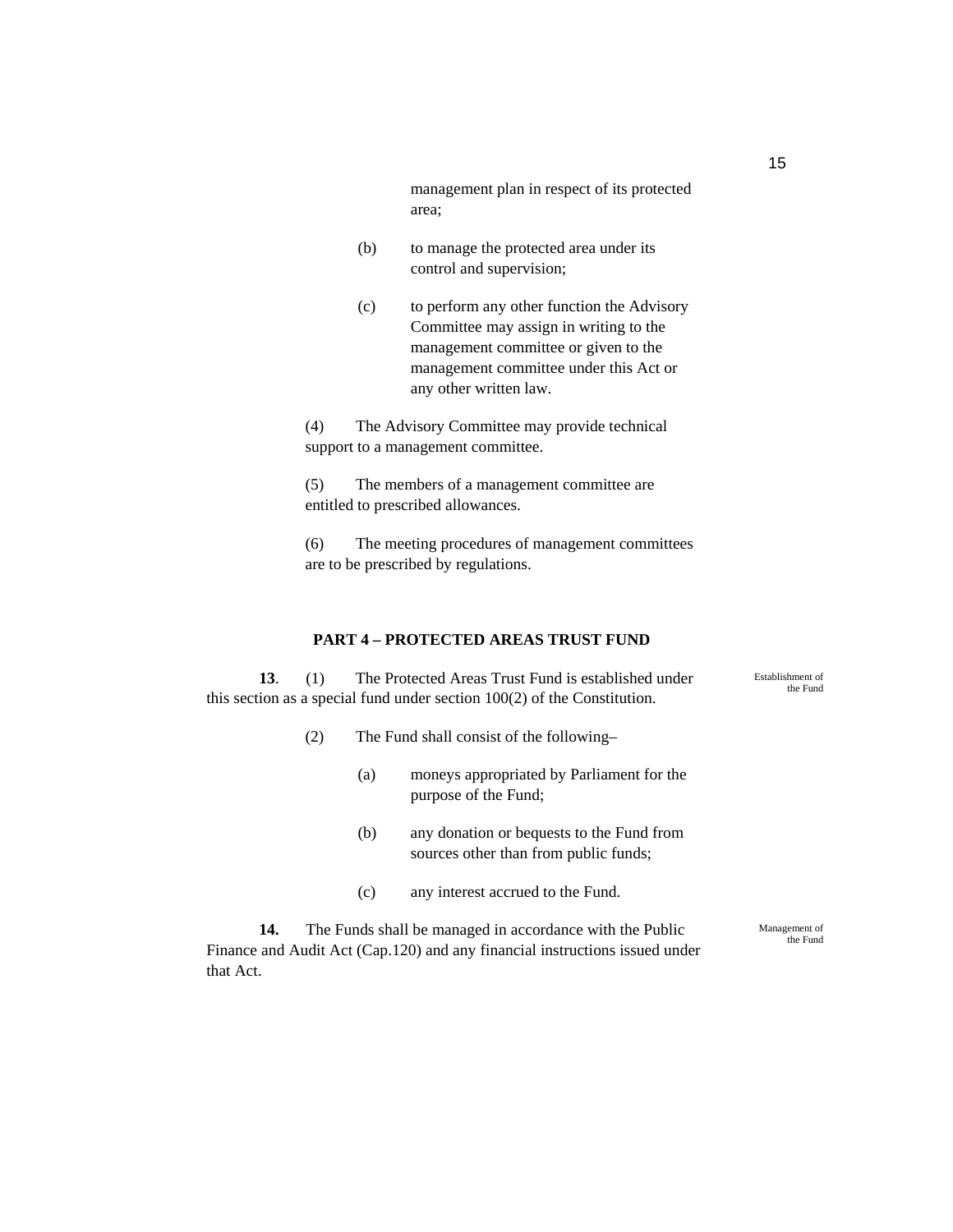management plan in respect of its protected area;

(b) to manage the protected area under its control and supervision;

(c) to perform any other function the Advisory Committee may assign in writing to the management committee or given to the management committee under this Act or any other written law.

(4) The Advisory Committee may provide technical support to a management committee.

(5) The members of a management committee are entitled to prescribed allowances.

(6) The meeting procedures of management committees are to be prescribed by regulations.

## PART 4 – PROTECTED AREAS TRUST FUND

*Establishment of the Fund*

**13**. (1) The Protected Areas Trust Fund is established under this section as a special fund under section 100(2) of the Constitution.

(2) The Fund shall consist of the following–

(a) moneys appropriated by Parliament for the purpose of the Fund;

(b) any donation or bequests to the Fund from sources other than from public funds;

(c) any interest accrued to the Fund.

*Management of the Fund*

**14.** The Funds shall be managed in accordance with the Public Finance and Audit Act (Cap.120) and any financial instructions issued under that Act.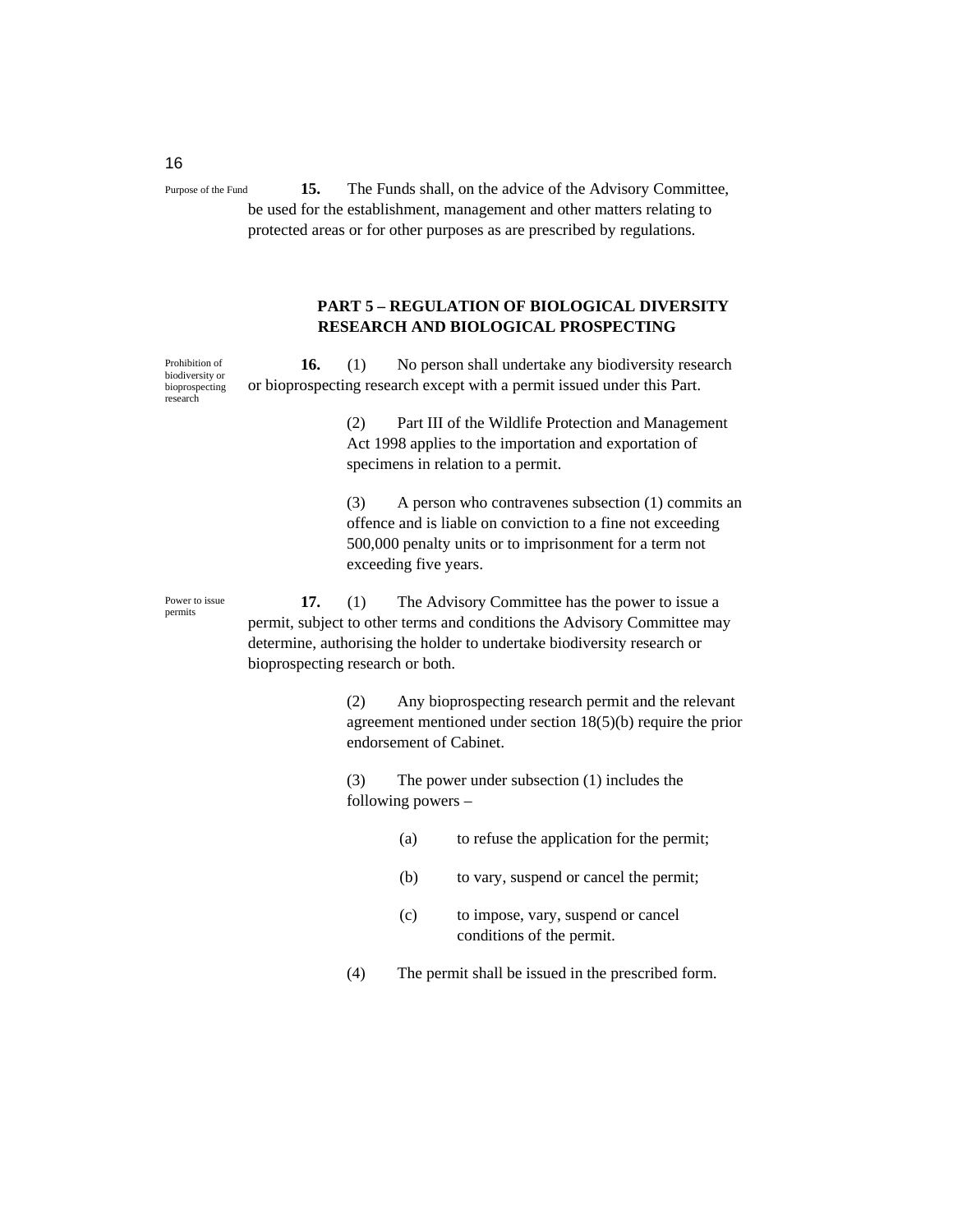Purpose of the Fund

**15.** The Funds shall, on the advice of the Advisory Committee, be used for the establishment, management and other matters relating to protected areas or for other purposes as are prescribed by regulations.

## PART 5 – REGULATION OF BIOLOGICAL DIVERSITY RESEARCH AND BIOLOGICAL PROSPECTING

Prohibition of biodiversity or bioprospecting research

**16.** (1) No person shall undertake any biodiversity research or bioprospecting research except with a permit issued under this Part.

(2) Part III of the Wildlife Protection and Management Act 1998 applies to the importation and exportation of specimens in relation to a permit.

(3) A person who contravenes subsection (1) commits an offence and is liable on conviction to a fine not exceeding 500,000 penalty units or to imprisonment for a term not exceeding five years.

Power to issue permits

**17.** (1) The Advisory Committee has the power to issue a permit, subject to other terms and conditions the Advisory Committee may determine, authorising the holder to undertake biodiversity research or bioprospecting research or both.

(2) Any bioprospecting research permit and the relevant agreement mentioned under section 18(5)(b) require the prior endorsement of Cabinet.

(3) The power under subsection (1) includes the following powers –

(a) to refuse the application for the permit;

(b) to vary, suspend or cancel the permit;

(c) to impose, vary, suspend or cancel conditions of the permit.

(4) The permit shall be issued in the prescribed form.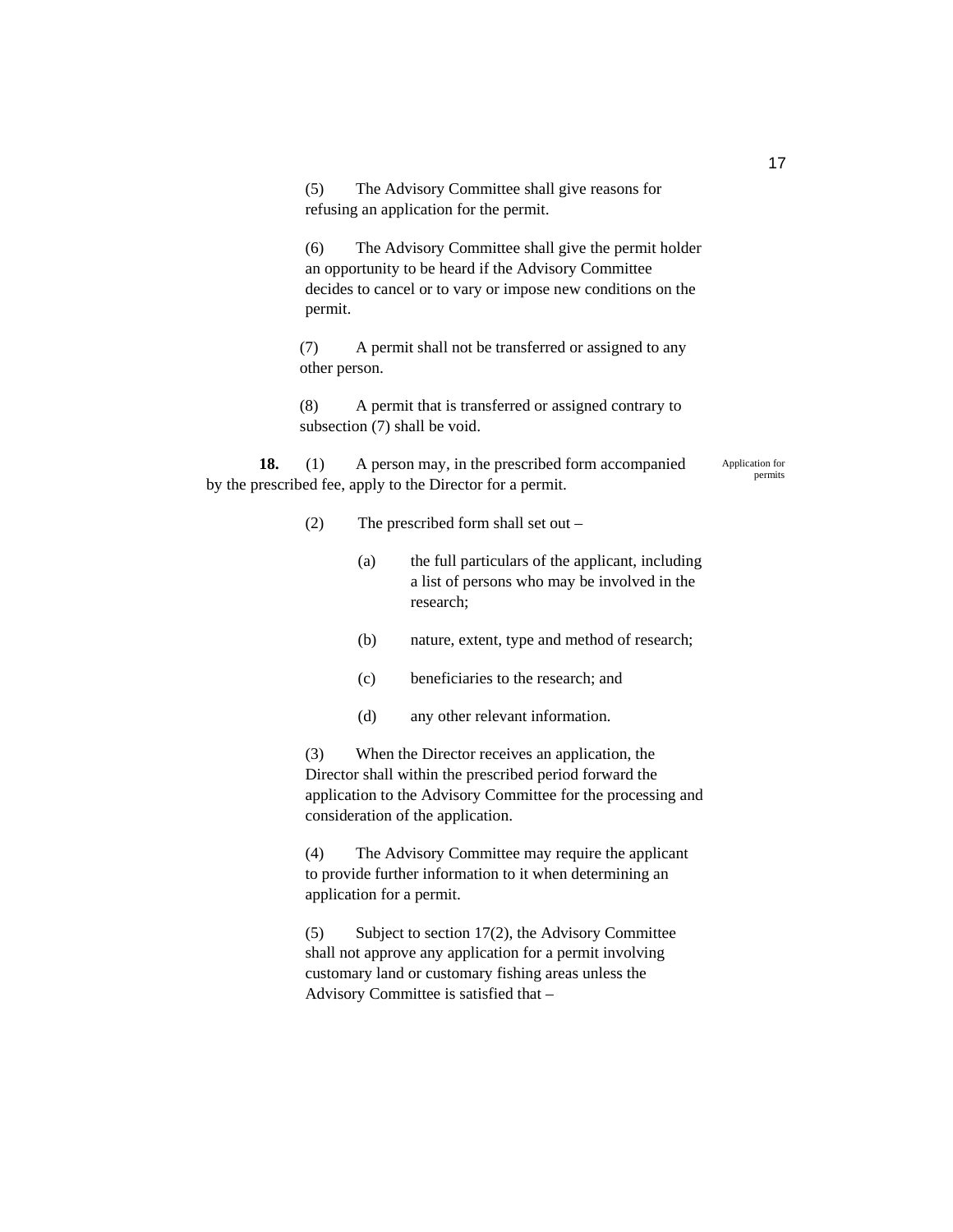(5) The Advisory Committee shall give reasons for refusing an application for the permit.

(6) The Advisory Committee shall give the permit holder an opportunity to be heard if the Advisory Committee decides to cancel or to vary or impose new conditions on the permit.

(7) A permit shall not be transferred or assigned to any other person.

(8) A permit that is transferred or assigned contrary to subsection (7) shall be void.

Application for permits

**18.** (1) A person may, in the prescribed form accompanied by the prescribed fee, apply to the Director for a permit.

(2) The prescribed form shall set out –

(a) the full particulars of the applicant, including a list of persons who may be involved in the research;

(b) nature, extent, type and method of research;

(c) beneficiaries to the research; and

(d) any other relevant information.

(3) When the Director receives an application, the Director shall within the prescribed period forward the application to the Advisory Committee for the processing and consideration of the application.

(4) The Advisory Committee may require the applicant to provide further information to it when determining an application for a permit.

(5) Subject to section 17(2), the Advisory Committee shall not approve any application for a permit involving customary land or customary fishing areas unless the Advisory Committee is satisfied that –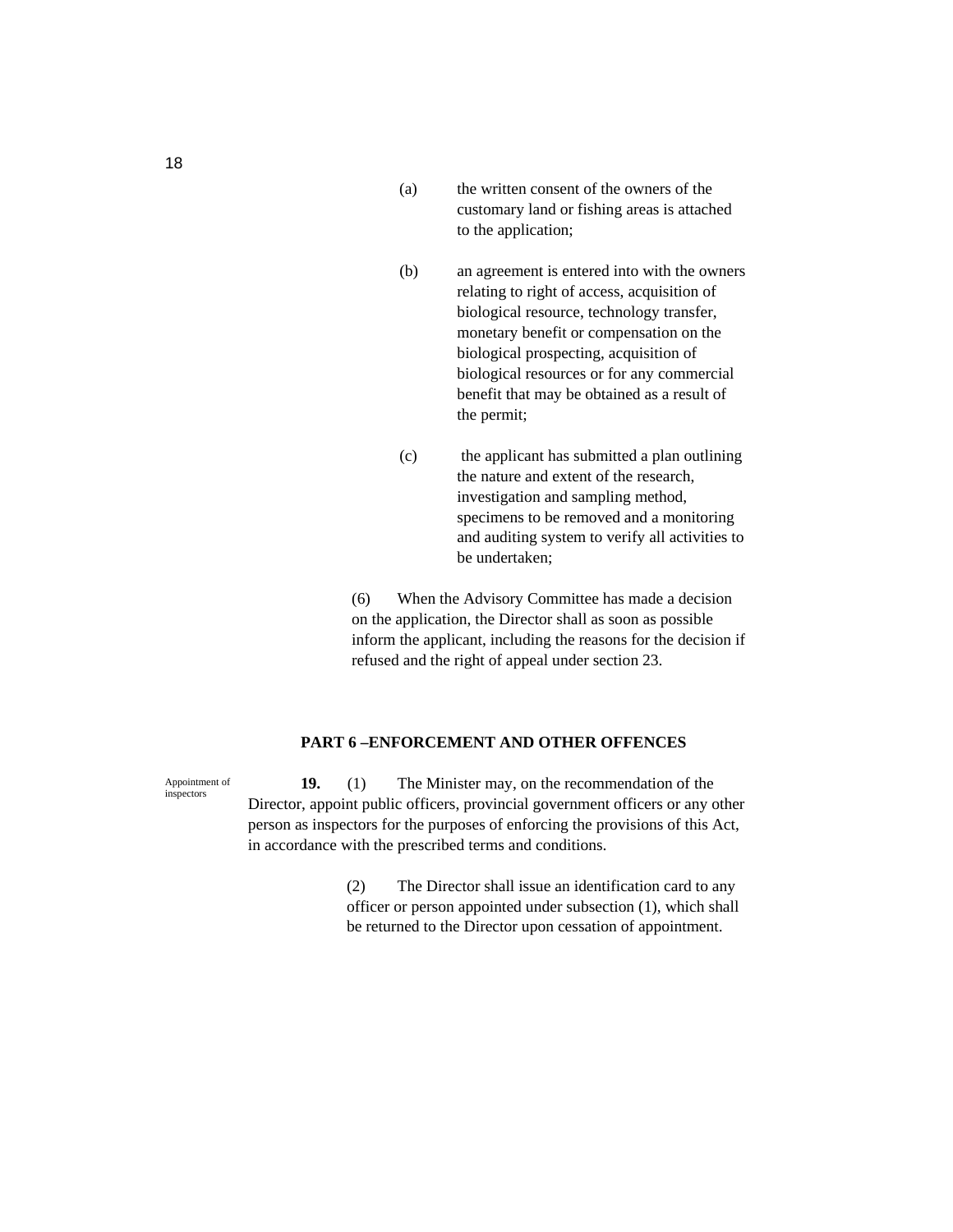(a) the written consent of the owners of the customary land or fishing areas is attached to the application;

(b) an agreement is entered into with the owners relating to right of access, acquisition of biological resource, technology transfer, monetary benefit or compensation on the biological prospecting, acquisition of biological resources or for any commercial benefit that may be obtained as a result of the permit;

(c) the applicant has submitted a plan outlining the nature and extent of the research, investigation and sampling method, specimens to be removed and a monitoring and auditing system to verify all activities to be undertaken;

(6) When the Advisory Committee has made a decision on the application, the Director shall as soon as possible inform the applicant, including the reasons for the decision if refused and the right of appeal under section 23.

## PART 6 –ENFORCEMENT AND OTHER OFFENCES

Appointment of inspectors

**19.** (1) The Minister may, on the recommendation of the Director, appoint public officers, provincial government officers or any other person as inspectors for the purposes of enforcing the provisions of this Act, in accordance with the prescribed terms and conditions.

(2) The Director shall issue an identification card to any officer or person appointed under subsection (1), which shall be returned to the Director upon cessation of appointment.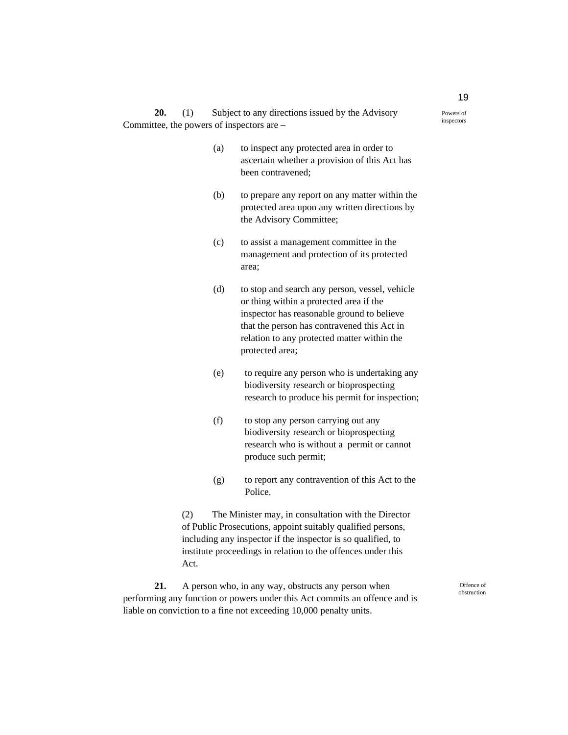**20.** (1) Subject to any directions issued by the Advisory Committee, the powers of inspectors are –

Powers of inspectors

(a) to inspect any protected area in order to ascertain whether a provision of this Act has been contravened;

(b) to prepare any report on any matter within the protected area upon any written directions by the Advisory Committee;

(c) to assist a management committee in the management and protection of its protected area;

(d) to stop and search any person, vessel, vehicle or thing within a protected area if the inspector has reasonable ground to believe that the person has contravened this Act in relation to any protected matter within the protected area;

(e) to require any person who is undertaking any biodiversity research or bioprospecting research to produce his permit for inspection;

(f) to stop any person carrying out any biodiversity research or bioprospecting research who is without a permit or cannot produce such permit;

(g) to report any contravention of this Act to the Police.

(2) The Minister may, in consultation with the Director of Public Prosecutions, appoint suitably qualified persons, including any inspector if the inspector is so qualified, to institute proceedings in relation to the offences under this Act.

**21.** A person who, in any way, obstructs any person when performing any function or powers under this Act commits an offence and is liable on conviction to a fine not exceeding 10,000 penalty units.

Offence of obstruction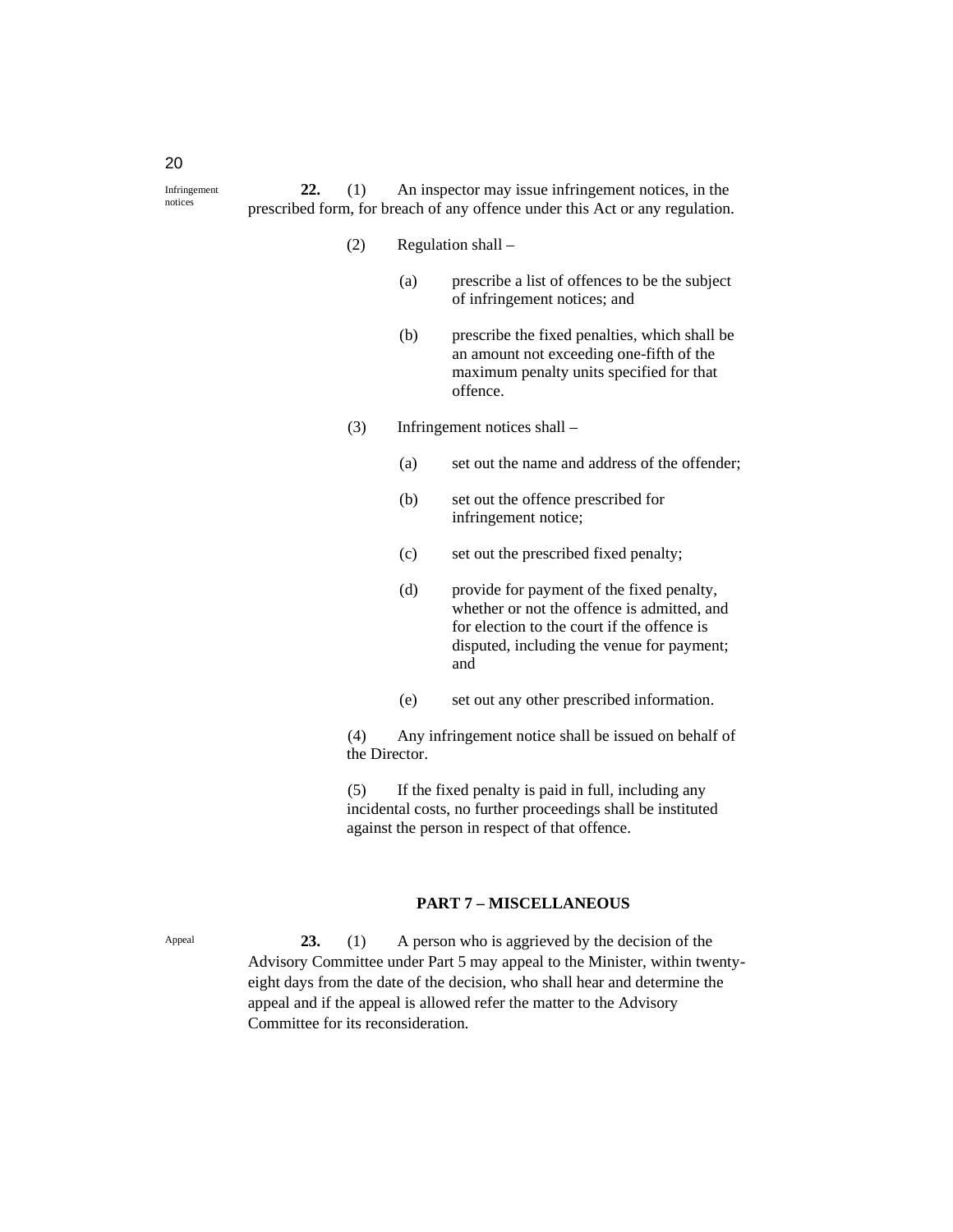Infringement notices

**22.** (1) An inspector may issue infringement notices, in the prescribed form, for breach of any offence under this Act or any regulation.

(2) Regulation shall –

(a) prescribe a list of offences to be the subject of infringement notices; and

(b) prescribe the fixed penalties, which shall be an amount not exceeding one-fifth of the maximum penalty units specified for that offence.

(3) Infringement notices shall –

(a) set out the name and address of the offender;

(b) set out the offence prescribed for infringement notice;

(c) set out the prescribed fixed penalty;

(d) provide for payment of the fixed penalty, whether or not the offence is admitted, and for election to the court if the offence is disputed, including the venue for payment; and

(e) set out any other prescribed information.

(4) Any infringement notice shall be issued on behalf of the Director.

(5) If the fixed penalty is paid in full, including any incidental costs, no further proceedings shall be instituted against the person in respect of that offence.

## PART 7 – MISCELLANEOUS

Appeal

**23.** (1) A person who is aggrieved by the decision of the Advisory Committee under Part 5 may appeal to the Minister, within twenty-eight days from the date of the decision, who shall hear and determine the appeal and if the appeal is allowed refer the matter to the Advisory Committee for its reconsideration.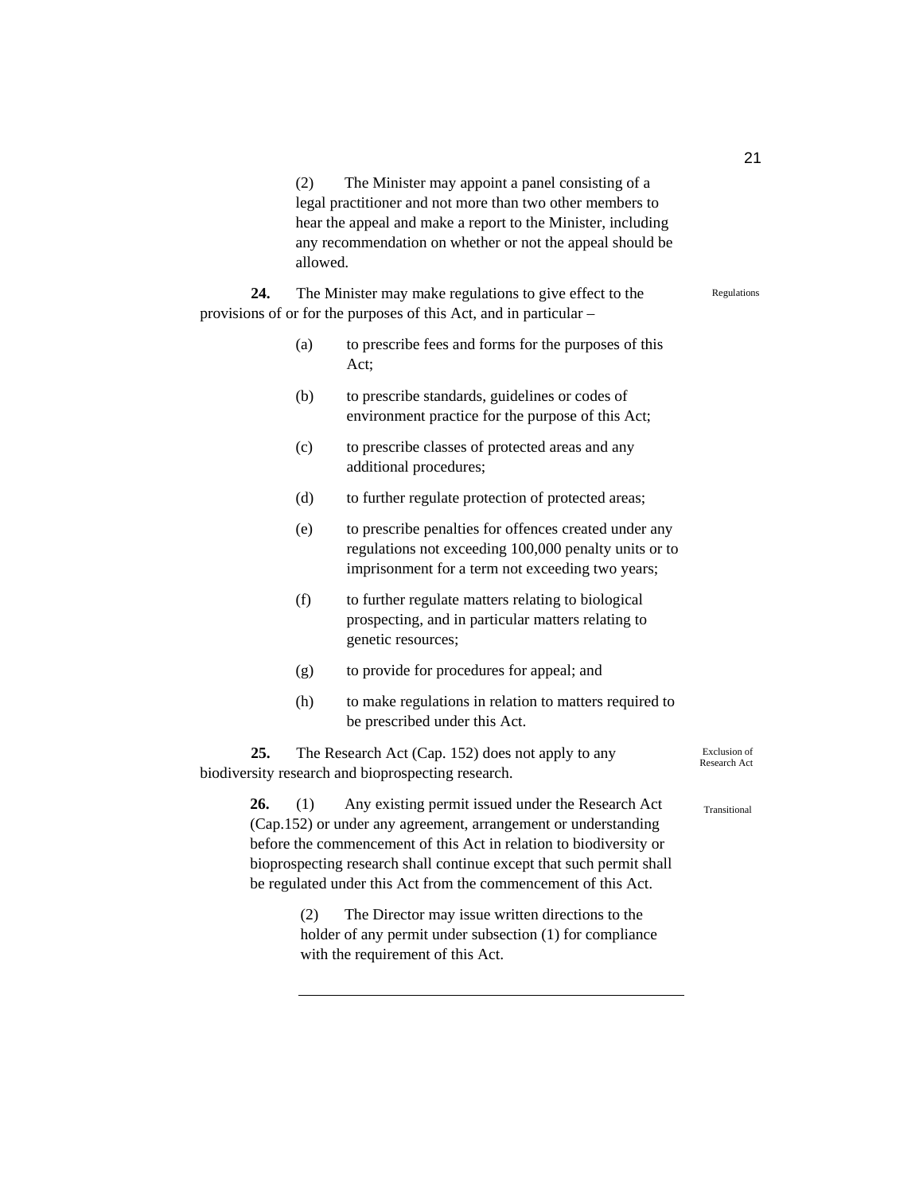(2) The Minister may appoint a panel consisting of a legal practitioner and not more than two other members to hear the appeal and make a report to the Minister, including any recommendation on whether or not the appeal should be allowed.

**24.** The Minister may make regulations to give effect to the provisions of or for the purposes of this Act, and in particular – *Regulations*

(a) to prescribe fees and forms for the purposes of this Act;

(b) to prescribe standards, guidelines or codes of environment practice for the purpose of this Act;

(c) to prescribe classes of protected areas and any additional procedures;

(d) to further regulate protection of protected areas;

(e) to prescribe penalties for offences created under any regulations not exceeding 100,000 penalty units or to imprisonment for a term not exceeding two years;

(f) to further regulate matters relating to biological prospecting, and in particular matters relating to genetic resources;

(g) to provide for procedures for appeal; and

(h) to make regulations in relation to matters required to be prescribed under this Act.

**25.** The Research Act (Cap. 152) does not apply to any biodiversity research and bioprospecting research. *Exclusion of Research Act*

**26.** (1) Any existing permit issued under the Research Act (Cap.152) or under any agreement, arrangement or understanding before the commencement of this Act in relation to biodiversity or bioprospecting research shall continue except that such permit shall be regulated under this Act from the commencement of this Act. *Transitional*

(2) The Director may issue written directions to the holder of any permit under subsection (1) for compliance with the requirement of this Act.

---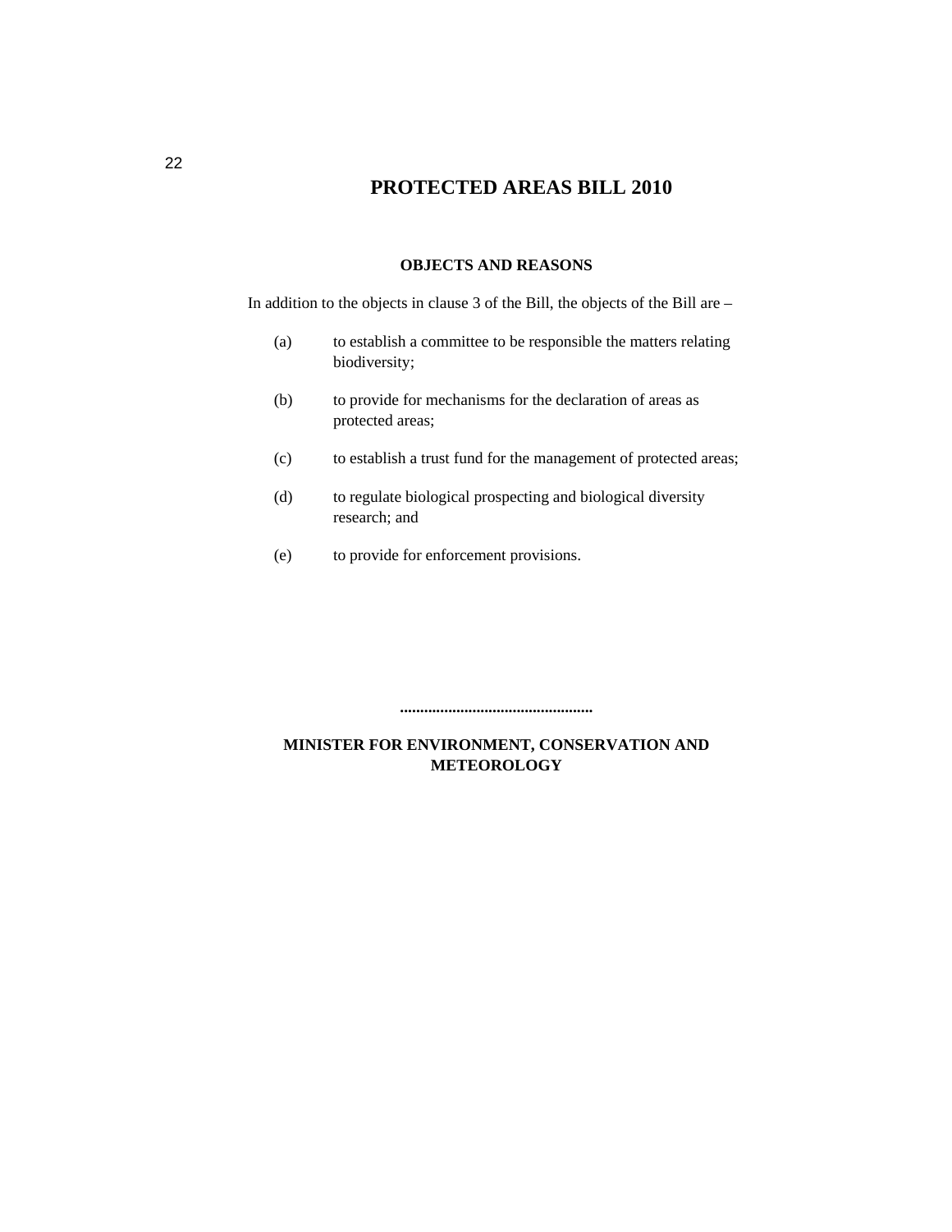# PROTECTED AREAS BILL 2010

**OBJECTS AND REASONS**

In addition to the objects in clause 3 of the Bill, the objects of the Bill are –

(a) to establish a committee to be responsible the matters relating biodiversity;

(b) to provide for mechanisms for the declaration of areas as protected areas;

(c) to establish a trust fund for the management of protected areas;

(d) to regulate biological prospecting and biological diversity research; and

(e) to provide for enforcement provisions.

...............................................

**MINISTER FOR ENVIRONMENT, CONSERVATION AND METEOROLOGY**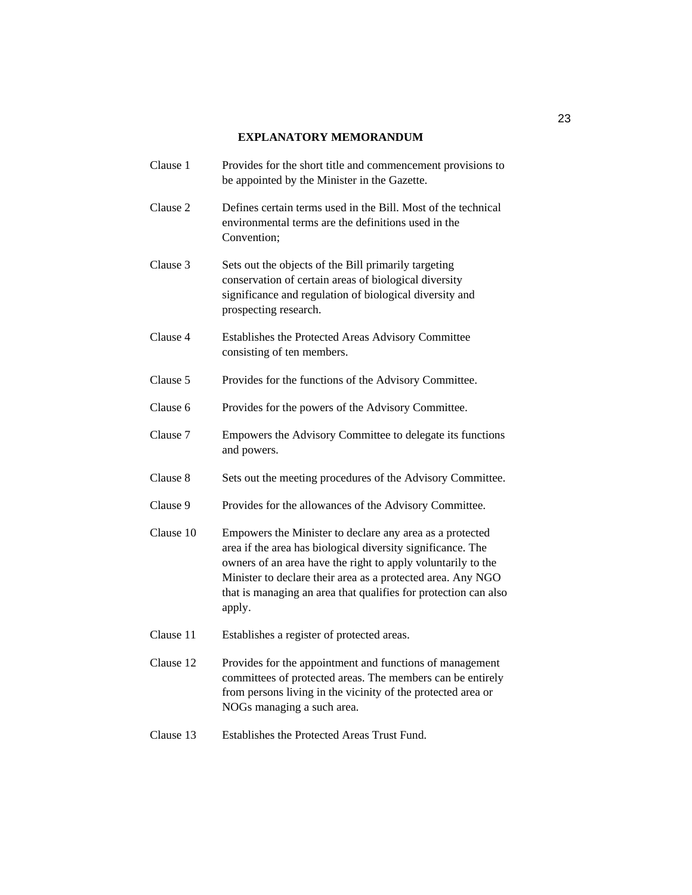## EXPLANATORY MEMORANDUM

| | |
|---|---|
| Clause 1 | Provides for the short title and commencement provisions to be appointed by the Minister in the Gazette. |
| Clause 2 | Defines certain terms used in the Bill. Most of the technical environmental terms are the definitions used in the Convention; |
| Clause 3 | Sets out the objects of the Bill primarily targeting conservation of certain areas of biological diversity significance and regulation of biological diversity and prospecting research. |
| Clause 4 | Establishes the Protected Areas Advisory Committee consisting of ten members. |
| Clause 5 | Provides for the functions of the Advisory Committee. |
| Clause 6 | Provides for the powers of the Advisory Committee. |
| Clause 7 | Empowers the Advisory Committee to delegate its functions and powers. |
| Clause 8 | Sets out the meeting procedures of the Advisory Committee. |
| Clause 9 | Provides for the allowances of the Advisory Committee. |
| Clause 10 | Empowers the Minister to declare any area as a protected area if the area has biological diversity significance. The owners of an area have the right to apply voluntarily to the Minister to declare their area as a protected area. Any NGO that is managing an area that qualifies for protection can also apply. |
| Clause 11 | Establishes a register of protected areas. |
| Clause 12 | Provides for the appointment and functions of management committees of protected areas. The members can be entirely from persons living in the vicinity of the protected area or NOGs managing a such area. |
| Clause 13 | Establishes the Protected Areas Trust Fund. |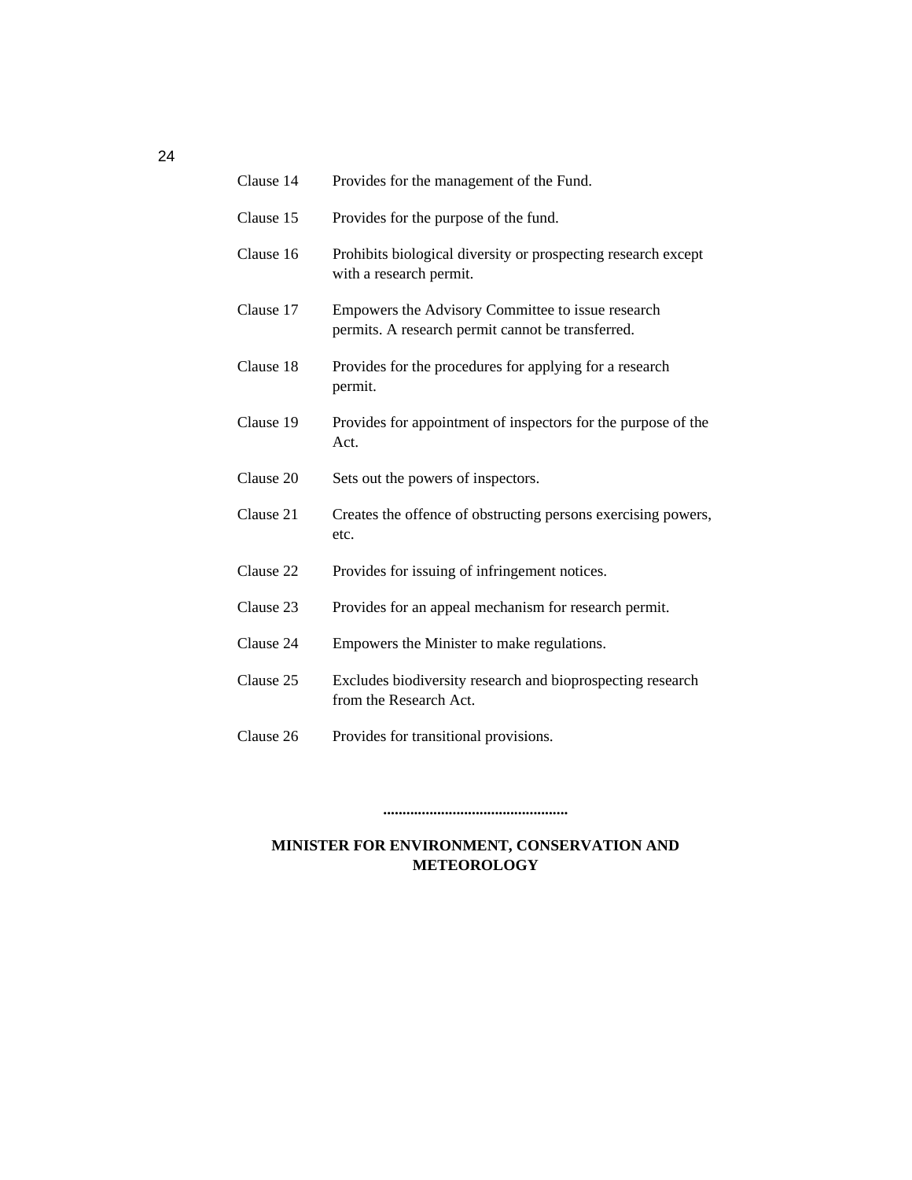| | |
|---|---|
| Clause 14 | Provides for the management of the Fund. |
| Clause 15 | Provides for the purpose of the fund. |
| Clause 16 | Prohibits biological diversity or prospecting research except with a research permit. |
| Clause 17 | Empowers the Advisory Committee to issue research permits. A research permit cannot be transferred. |
| Clause 18 | Provides for the procedures for applying for a research permit. |
| Clause 19 | Provides for appointment of inspectors for the purpose of the Act. |
| Clause 20 | Sets out the powers of inspectors. |
| Clause 21 | Creates the offence of obstructing persons exercising powers, etc. |
| Clause 22 | Provides for issuing of infringement notices. |
| Clause 23 | Provides for an appeal mechanism for research permit. |
| Clause 24 | Empowers the Minister to make regulations. |
| Clause 25 | Excludes biodiversity research and bioprospecting research from the Research Act. |
| Clause 26 | Provides for transitional provisions. |

**................................................**

**MINISTER FOR ENVIRONMENT, CONSERVATION AND METEOROLOGY**